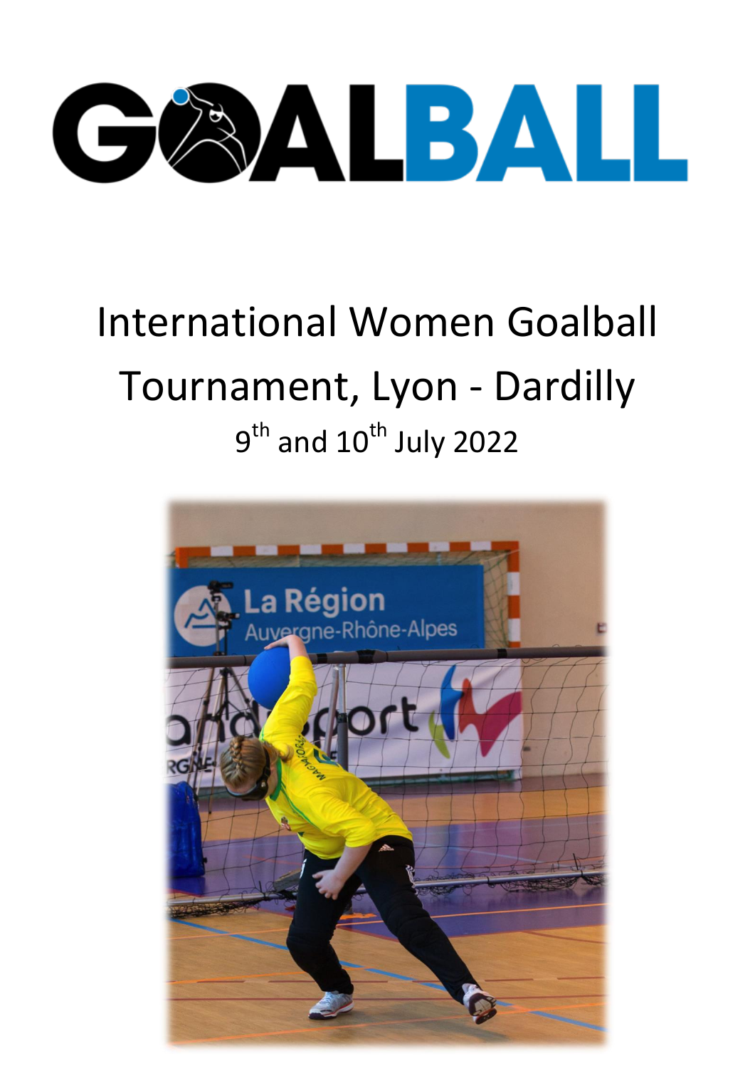# GOALBALL

# International Women Goalball Tournament, Lyon - Dardilly

9th and 10th July 2022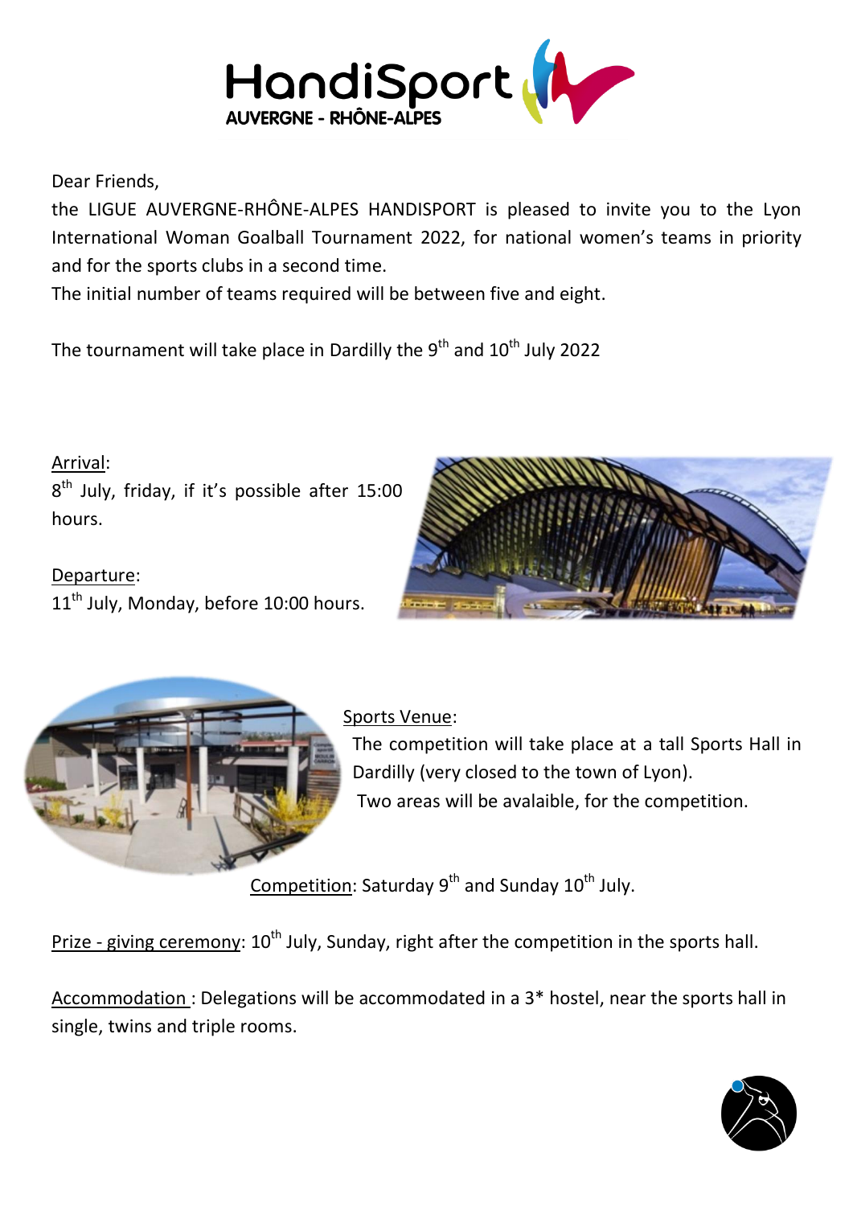HandiSport AUVERGNE - RHÔNE-ALPES

Dear Friends,

the LIGUE AUVERGNE-RHÔNE-ALPES HANDISPORT is pleased to invite you to the Lyon International Woman Goalball Tournament 2022, for national women's teams in priority and for the sports clubs in a second time.

The initial number of teams required will be between five and eight.

The tournament will take place in Dardilly the 9th and 10th July 2022

Arrival:
8th July, friday, if it's possible after 15:00 hours.

Departure:
11th July, Monday, before 10:00 hours.

Sports Venue:
The competition will take place at a tall Sports Hall in Dardilly (very closed to the town of Lyon).
Two areas will be avalaible, for the competition.

Competition: Saturday 9th and Sunday 10th July.

Prize - giving ceremony: 10th July, Sunday, right after the competition in the sports hall.

Accommodation : Delegations will be accommodated in a 3* hostel, near the sports hall in single, twins and triple rooms.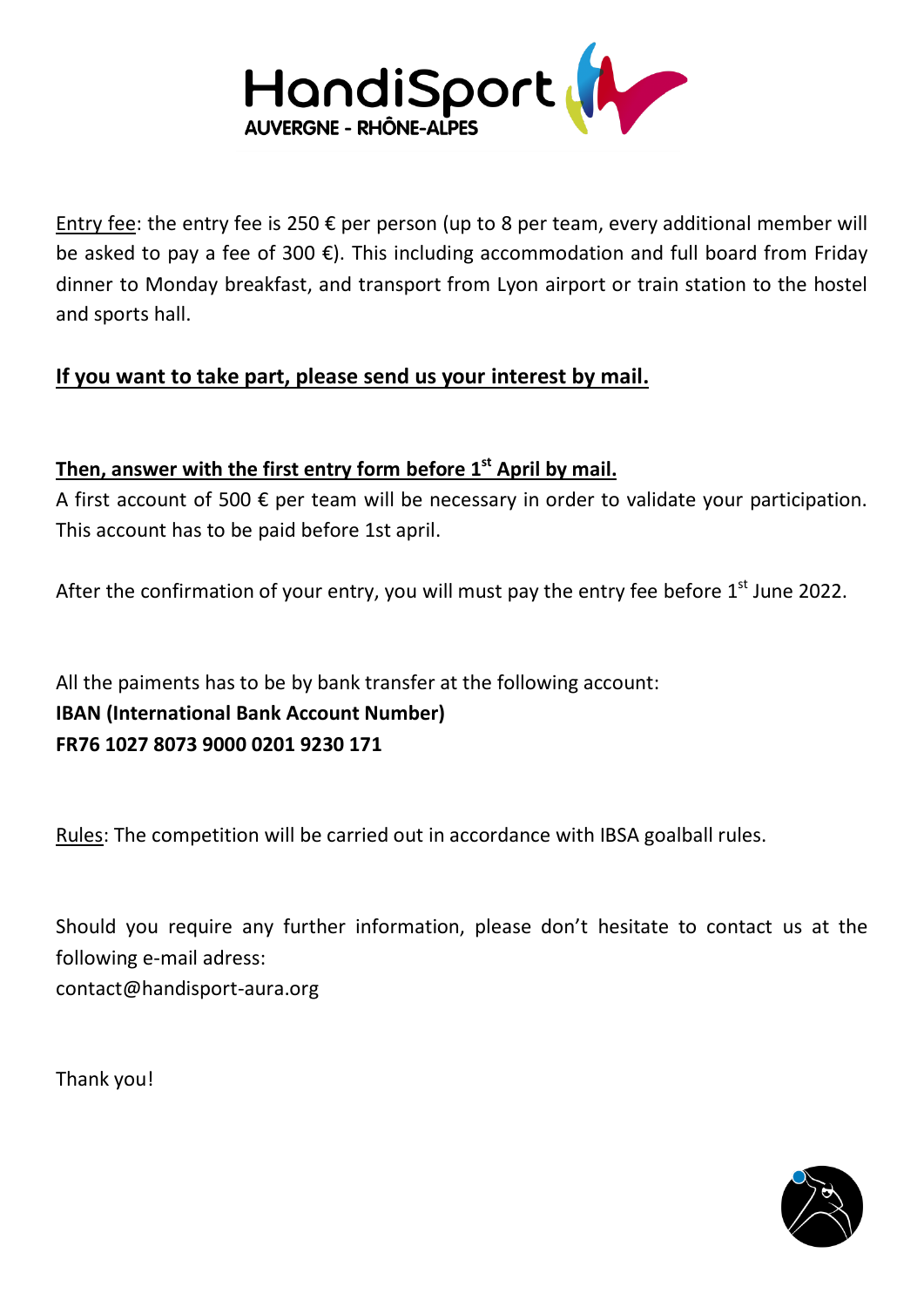HandiSport AUVERGNE - RHÔNE-ALPES

Entry fee: the entry fee is 250 € per person (up to 8 per team, every additional member will be asked to pay a fee of 300 €). This including accommodation and full board from Friday dinner to Monday breakfast, and transport from Lyon airport or train station to the hostel and sports hall.

**If you want to take part, please send us your interest by mail.**

**Then, answer with the first entry form before 1st April by mail.**

A first account of 500 € per team will be necessary in order to validate your participation. This account has to be paid before 1st april.

After the confirmation of your entry, you will must pay the entry fee before 1st June 2022.

All the paiments has to be by bank transfer at the following account:
**IBAN (International Bank Account Number)**
**FR76 1027 8073 9000 0201 9230 171**

Rules: The competition will be carried out in accordance with IBSA goalball rules.

Should you require any further information, please don't hesitate to contact us at the following e-mail adress:
contact@handisport-aura.org

Thank you!